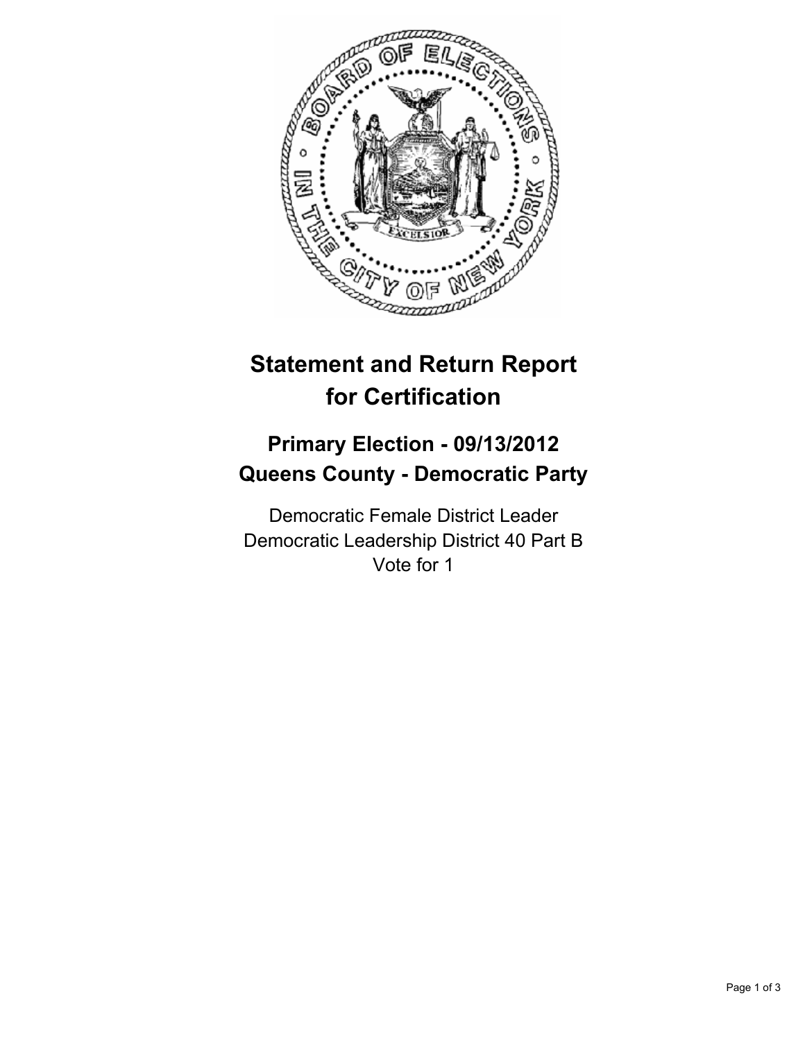# Statement and Return Report for Certification

## Primary Election - 09/13/2012
## Queens County - Democratic Party

Democratic Female District Leader
Democratic Leadership District 40 Part B
Vote for 1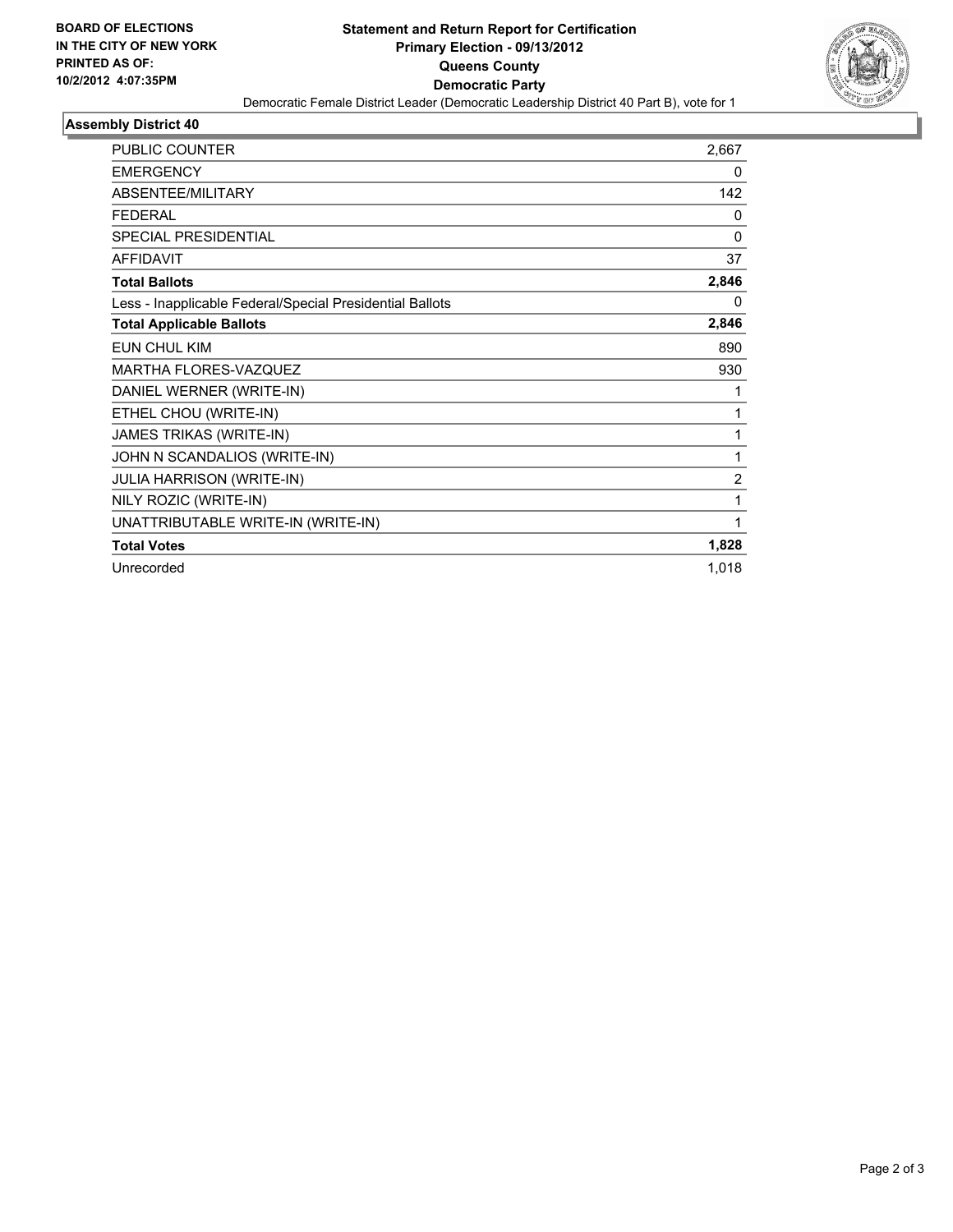**BOARD OF ELECTIONS IN THE CITY OF NEW YORK PRINTED AS OF: 10/2/2012 4:07:35PM**

# Statement and Return Report for Certification
## Primary Election - 09/13/2012
## Queens County
## Democratic Party

Democratic Female District Leader (Democratic Leadership District 40 Part B), vote for 1

### Assembly District 40

| | |
|---|---|
| PUBLIC COUNTER | 2,667 |
| EMERGENCY | 0 |
| ABSENTEE/MILITARY | 142 |
| FEDERAL | 0 |
| SPECIAL PRESIDENTIAL | 0 |
| AFFIDAVIT | 37 |
| **Total Ballots** | **2,846** |
| Less - Inapplicable Federal/Special Presidential Ballots | 0 |
| **Total Applicable Ballots** | **2,846** |
| EUN CHUL KIM | 890 |
| MARTHA FLORES-VAZQUEZ | 930 |
| DANIEL WERNER (WRITE-IN) | 1 |
| ETHEL CHOU (WRITE-IN) | 1 |
| JAMES TRIKAS (WRITE-IN) | 1 |
| JOHN N SCANDALIOS (WRITE-IN) | 1 |
| JULIA HARRISON (WRITE-IN) | 2 |
| NILY ROZIC (WRITE-IN) | 1 |
| UNATTRIBUTABLE WRITE-IN (WRITE-IN) | 1 |
| **Total Votes** | **1,828** |
| Unrecorded | 1,018 |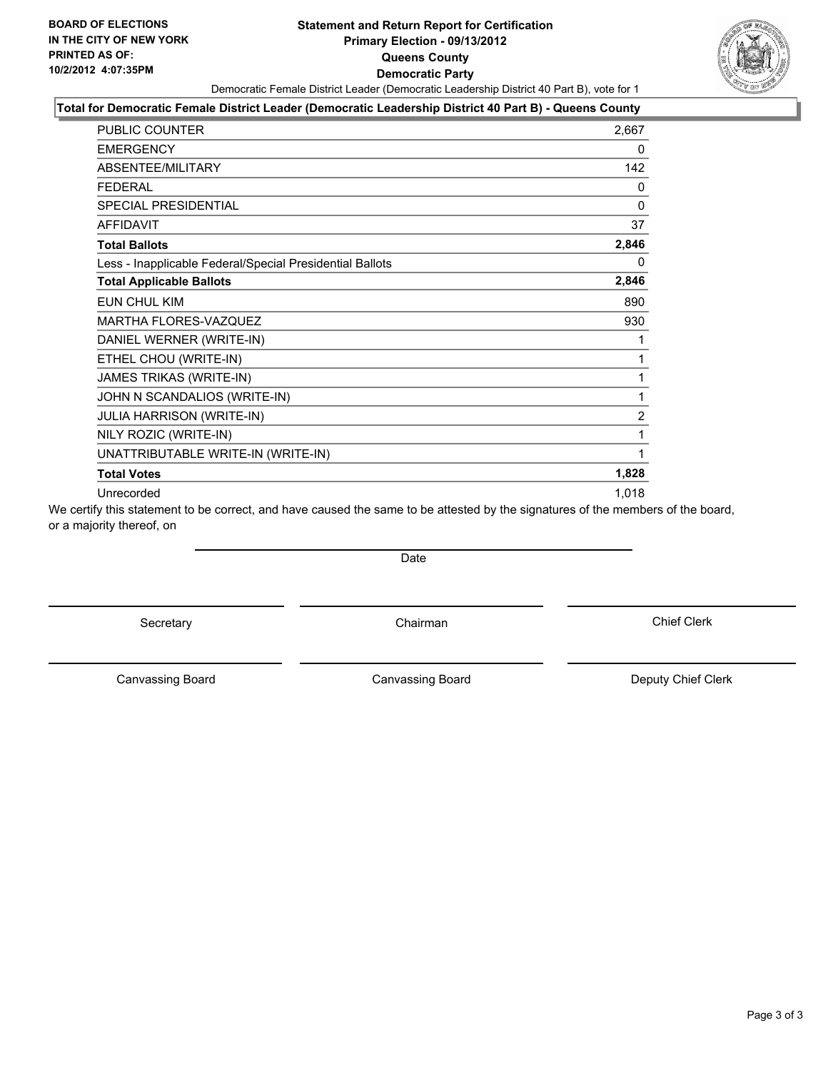**BOARD OF ELECTIONS IN THE CITY OF NEW YORK PRINTED AS OF: 10/2/2012 4:07:35PM**

# Statement and Return Report for Certification
## Primary Election - 09/13/2012
## Queens County
## Democratic Party

Democratic Female District Leader (Democratic Leadership District 40 Part B), vote for 1

**Total for Democratic Female District Leader (Democratic Leadership District 40 Part B) - Queens County**

| | |
|---|---|
| PUBLIC COUNTER | 2,667 |
| EMERGENCY | 0 |
| ABSENTEE/MILITARY | 142 |
| FEDERAL | 0 |
| SPECIAL PRESIDENTIAL | 0 |
| AFFIDAVIT | 37 |
| **Total Ballots** | **2,846** |
| Less - Inapplicable Federal/Special Presidential Ballots | 0 |
| **Total Applicable Ballots** | **2,846** |
| EUN CHUL KIM | 890 |
| MARTHA FLORES-VAZQUEZ | 930 |
| DANIEL WERNER (WRITE-IN) | 1 |
| ETHEL CHOU (WRITE-IN) | 1 |
| JAMES TRIKAS (WRITE-IN) | 1 |
| JOHN N SCANDALIOS (WRITE-IN) | 1 |
| JULIA HARRISON (WRITE-IN) | 2 |
| NILY ROZIC (WRITE-IN) | 1 |
| UNATTRIBUTABLE WRITE-IN (WRITE-IN) | 1 |
| **Total Votes** | **1,828** |
| Unrecorded | 1,018 |

We certify this statement to be correct, and have caused the same to be attested by the signatures of the members of the board, or a majority thereof, on

Date

Secretary

Chairman

Chief Clerk

Canvassing Board

Canvassing Board

Deputy Chief Clerk